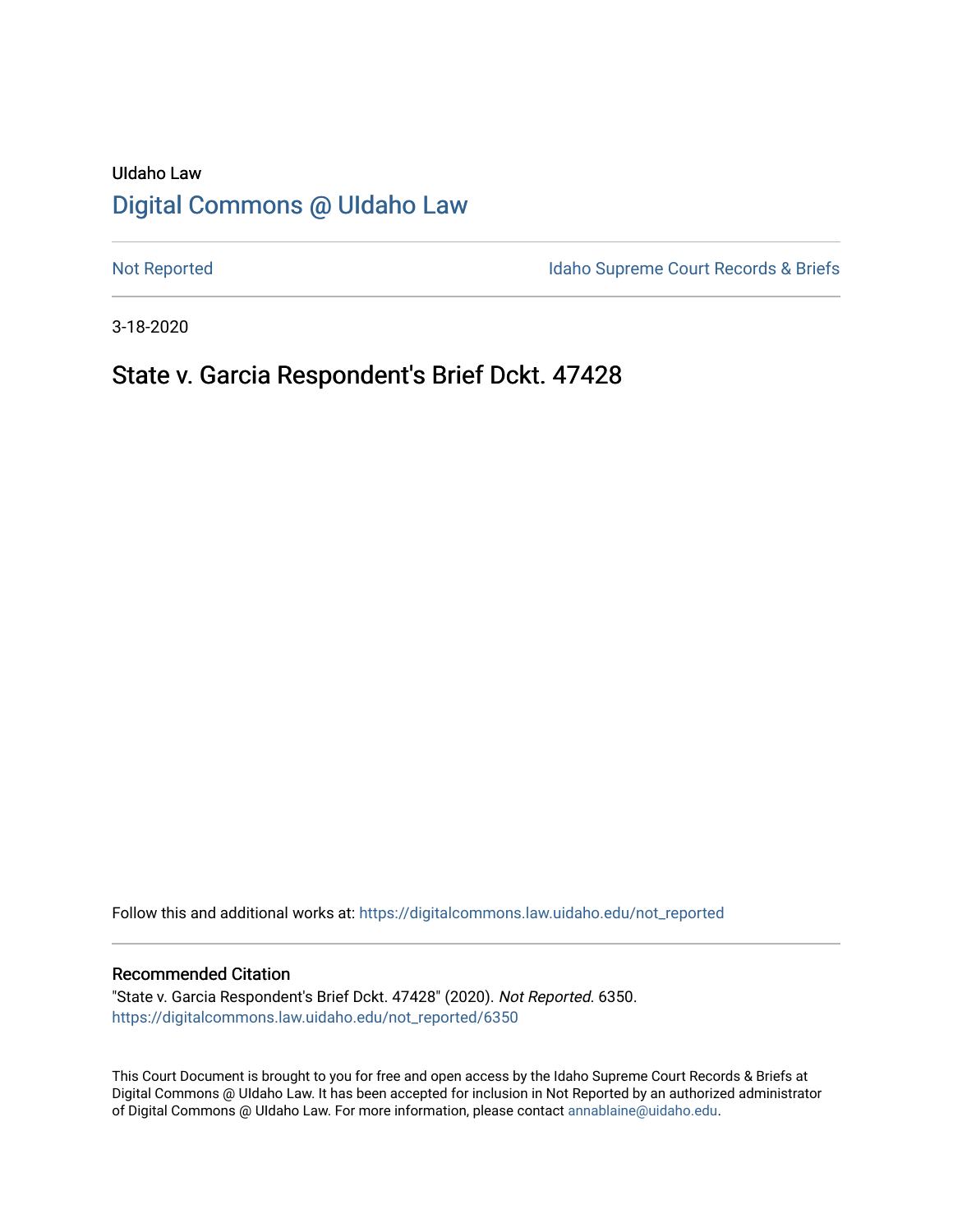UIdaho Law

# Digital Commons @ UIdaho Law

Not Reported

Idaho Supreme Court Records & Briefs

3-18-2020

## State v. Garcia Respondent's Brief Dckt. 47428

Follow this and additional works at: https://digitalcommons.law.uidaho.edu/not_reported

### Recommended Citation

"State v. Garcia Respondent's Brief Dckt. 47428" (2020). *Not Reported*. 6350.
https://digitalcommons.law.uidaho.edu/not_reported/6350

This Court Document is brought to you for free and open access by the Idaho Supreme Court Records & Briefs at Digital Commons @ UIdaho Law. It has been accepted for inclusion in Not Reported by an authorized administrator of Digital Commons @ UIdaho Law. For more information, please contact annablaine@uidaho.edu.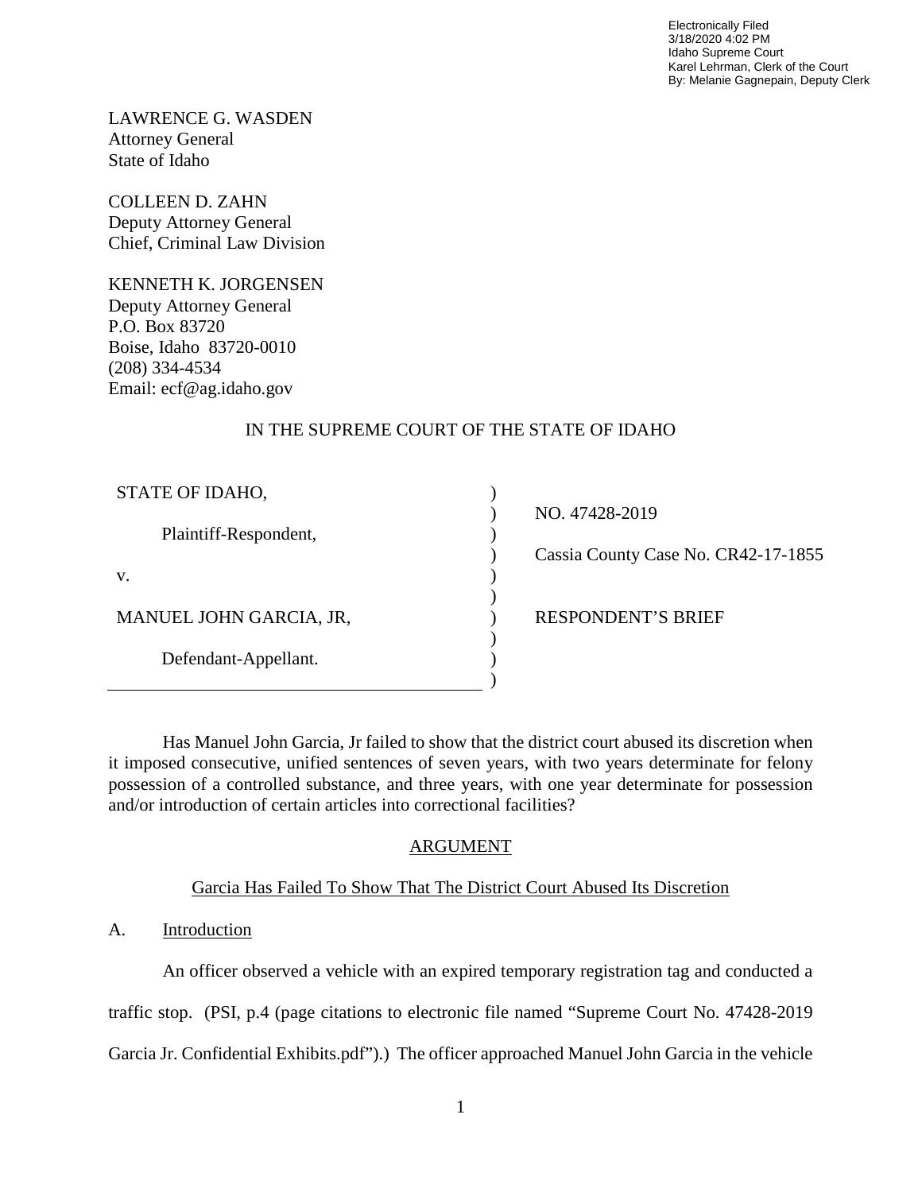Electronically Filed
3/18/2020 4:02 PM
Idaho Supreme Court
Karel Lehrman, Clerk of the Court
By: Melanie Gagnepain, Deputy Clerk

LAWRENCE G. WASDEN
Attorney General
State of Idaho

COLLEEN D. ZAHN
Deputy Attorney General
Chief, Criminal Law Division

KENNETH K. JORGENSEN
Deputy Attorney General
P.O. Box 83720
Boise, Idaho 83720-0010
(208) 334-4534
Email: ecf@ag.idaho.gov

IN THE SUPREME COURT OF THE STATE OF IDAHO

| | | |
|---|---|---|
| STATE OF IDAHO, | ) | NO. 47428-2019 |
| Plaintiff-Respondent, | ) | Cassia County Case No. CR42-17-1855 |
| v. | ) | |
| MANUEL JOHN GARCIA, JR, | ) | RESPONDENT'S BRIEF |
| Defendant-Appellant. | ) | |

Has Manuel John Garcia, Jr failed to show that the district court abused its discretion when it imposed consecutive, unified sentences of seven years, with two years determinate for felony possession of a controlled substance, and three years, with one year determinate for possession and/or introduction of certain articles into correctional facilities?

## ARGUMENT

### Garcia Has Failed To Show That The District Court Abused Its Discretion

#### A. Introduction

An officer observed a vehicle with an expired temporary registration tag and conducted a traffic stop. (PSI, p.4 (page citations to electronic file named "Supreme Court No. 47428-2019 Garcia Jr. Confidential Exhibits.pdf").) The officer approached Manuel John Garcia in the vehicle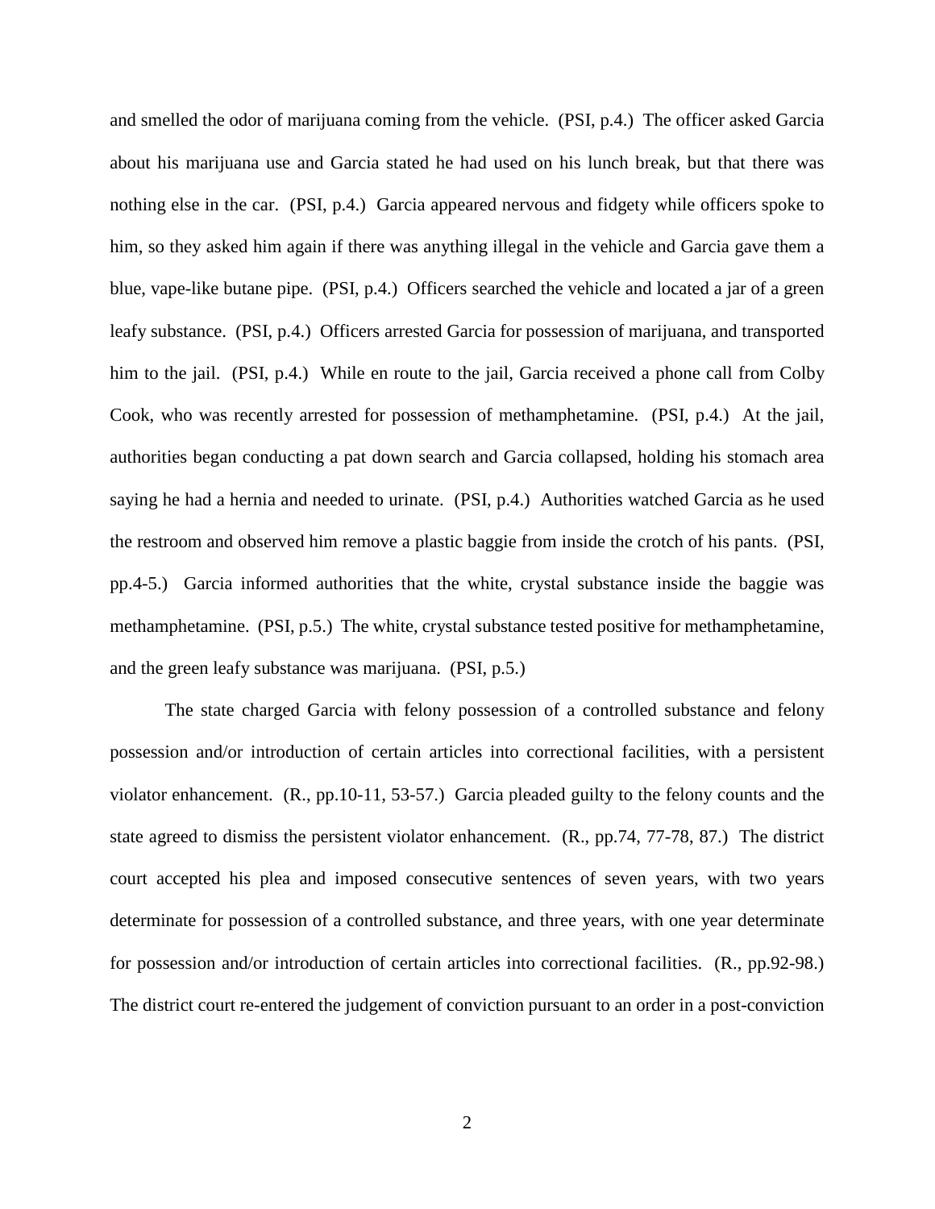and smelled the odor of marijuana coming from the vehicle. (PSI, p.4.) The officer asked Garcia about his marijuana use and Garcia stated he had used on his lunch break, but that there was nothing else in the car. (PSI, p.4.) Garcia appeared nervous and fidgety while officers spoke to him, so they asked him again if there was anything illegal in the vehicle and Garcia gave them a blue, vape-like butane pipe. (PSI, p.4.) Officers searched the vehicle and located a jar of a green leafy substance. (PSI, p.4.) Officers arrested Garcia for possession of marijuana, and transported him to the jail. (PSI, p.4.) While en route to the jail, Garcia received a phone call from Colby Cook, who was recently arrested for possession of methamphetamine. (PSI, p.4.) At the jail, authorities began conducting a pat down search and Garcia collapsed, holding his stomach area saying he had a hernia and needed to urinate. (PSI, p.4.) Authorities watched Garcia as he used the restroom and observed him remove a plastic baggie from inside the crotch of his pants. (PSI, pp.4-5.) Garcia informed authorities that the white, crystal substance inside the baggie was methamphetamine. (PSI, p.5.) The white, crystal substance tested positive for methamphetamine, and the green leafy substance was marijuana. (PSI, p.5.)

The state charged Garcia with felony possession of a controlled substance and felony possession and/or introduction of certain articles into correctional facilities, with a persistent violator enhancement. (R., pp.10-11, 53-57.) Garcia pleaded guilty to the felony counts and the state agreed to dismiss the persistent violator enhancement. (R., pp.74, 77-78, 87.) The district court accepted his plea and imposed consecutive sentences of seven years, with two years determinate for possession of a controlled substance, and three years, with one year determinate for possession and/or introduction of certain articles into correctional facilities. (R., pp.92-98.) The district court re-entered the judgement of conviction pursuant to an order in a post-conviction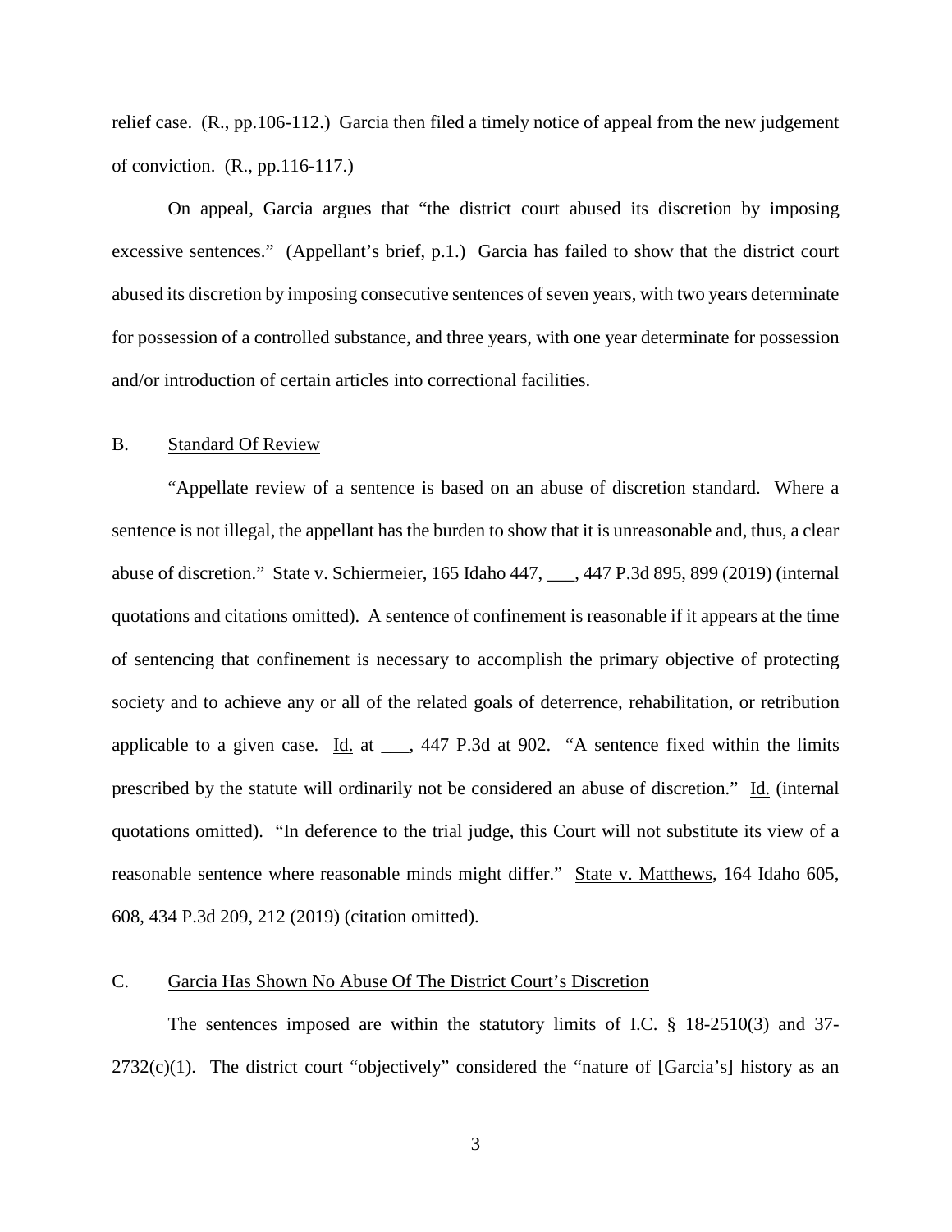relief case. (R., pp.106-112.) Garcia then filed a timely notice of appeal from the new judgement of conviction. (R., pp.116-117.)

On appeal, Garcia argues that "the district court abused its discretion by imposing excessive sentences." (Appellant's brief, p.1.) Garcia has failed to show that the district court abused its discretion by imposing consecutive sentences of seven years, with two years determinate for possession of a controlled substance, and three years, with one year determinate for possession and/or introduction of certain articles into correctional facilities.

## B. Standard Of Review

"Appellate review of a sentence is based on an abuse of discretion standard. Where a sentence is not illegal, the appellant has the burden to show that it is unreasonable and, thus, a clear abuse of discretion." State v. Schiermeier, 165 Idaho 447, ___, 447 P.3d 895, 899 (2019) (internal quotations and citations omitted). A sentence of confinement is reasonable if it appears at the time of sentencing that confinement is necessary to accomplish the primary objective of protecting society and to achieve any or all of the related goals of deterrence, rehabilitation, or retribution applicable to a given case. Id. at ___, 447 P.3d at 902. "A sentence fixed within the limits prescribed by the statute will ordinarily not be considered an abuse of discretion." Id. (internal quotations omitted). "In deference to the trial judge, this Court will not substitute its view of a reasonable sentence where reasonable minds might differ." State v. Matthews, 164 Idaho 605, 608, 434 P.3d 209, 212 (2019) (citation omitted).

## C. Garcia Has Shown No Abuse Of The District Court's Discretion

The sentences imposed are within the statutory limits of I.C. § 18-2510(3) and 37-2732(c)(1). The district court "objectively" considered the "nature of [Garcia's] history as an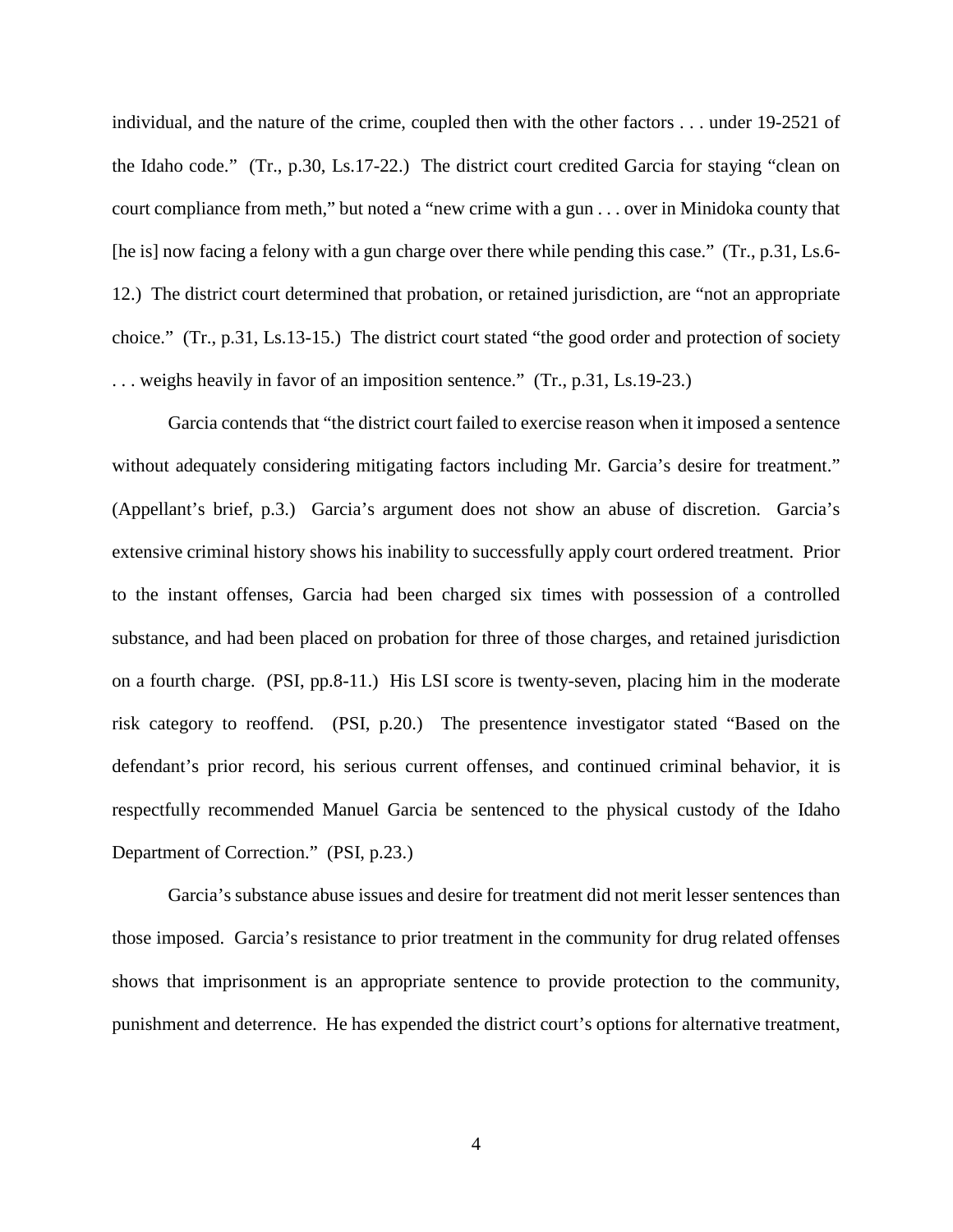individual, and the nature of the crime, coupled then with the other factors . . . under 19-2521 of the Idaho code." (Tr., p.30, Ls.17-22.) The district court credited Garcia for staying "clean on court compliance from meth," but noted a "new crime with a gun . . . over in Minidoka county that [he is] now facing a felony with a gun charge over there while pending this case." (Tr., p.31, Ls.6-12.) The district court determined that probation, or retained jurisdiction, are "not an appropriate choice." (Tr., p.31, Ls.13-15.) The district court stated "the good order and protection of society . . . weighs heavily in favor of an imposition sentence." (Tr., p.31, Ls.19-23.)

Garcia contends that "the district court failed to exercise reason when it imposed a sentence without adequately considering mitigating factors including Mr. Garcia's desire for treatment." (Appellant's brief, p.3.) Garcia's argument does not show an abuse of discretion. Garcia's extensive criminal history shows his inability to successfully apply court ordered treatment. Prior to the instant offenses, Garcia had been charged six times with possession of a controlled substance, and had been placed on probation for three of those charges, and retained jurisdiction on a fourth charge. (PSI, pp.8-11.) His LSI score is twenty-seven, placing him in the moderate risk category to reoffend. (PSI, p.20.) The presentence investigator stated "Based on the defendant's prior record, his serious current offenses, and continued criminal behavior, it is respectfully recommended Manuel Garcia be sentenced to the physical custody of the Idaho Department of Correction." (PSI, p.23.)

Garcia's substance abuse issues and desire for treatment did not merit lesser sentences than those imposed. Garcia's resistance to prior treatment in the community for drug related offenses shows that imprisonment is an appropriate sentence to provide protection to the community, punishment and deterrence. He has expended the district court's options for alternative treatment,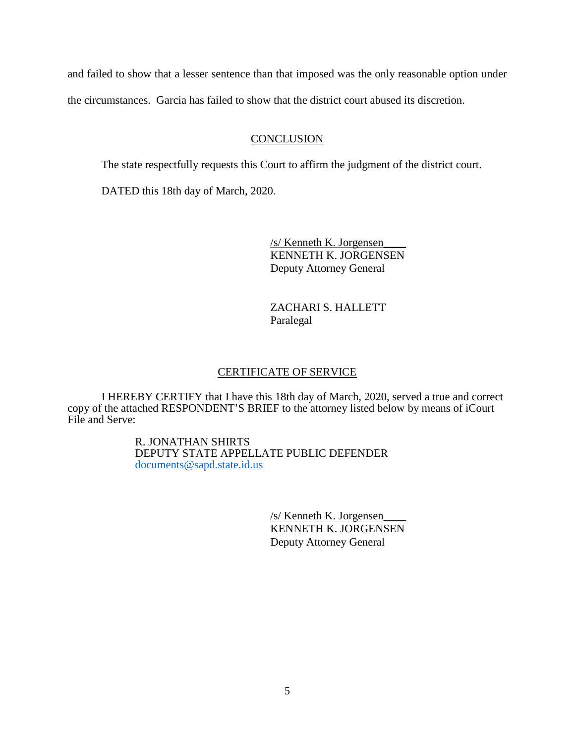and failed to show that a lesser sentence than that imposed was the only reasonable option under the circumstances. Garcia has failed to show that the district court abused its discretion.

## CONCLUSION

The state respectfully requests this Court to affirm the judgment of the district court.

DATED this 18th day of March, 2020.

/s/ Kenneth K. Jorgensen____
KENNETH K. JORGENSEN
Deputy Attorney General

ZACHARI S. HALLETT
Paralegal

## CERTIFICATE OF SERVICE

I HEREBY CERTIFY that I have this 18th day of March, 2020, served a true and correct copy of the attached RESPONDENT'S BRIEF to the attorney listed below by means of iCourt File and Serve:

R. JONATHAN SHIRTS
DEPUTY STATE APPELLATE PUBLIC DEFENDER
documents@sapd.state.id.us

/s/ Kenneth K. Jorgensen____
KENNETH K. JORGENSEN
Deputy Attorney General